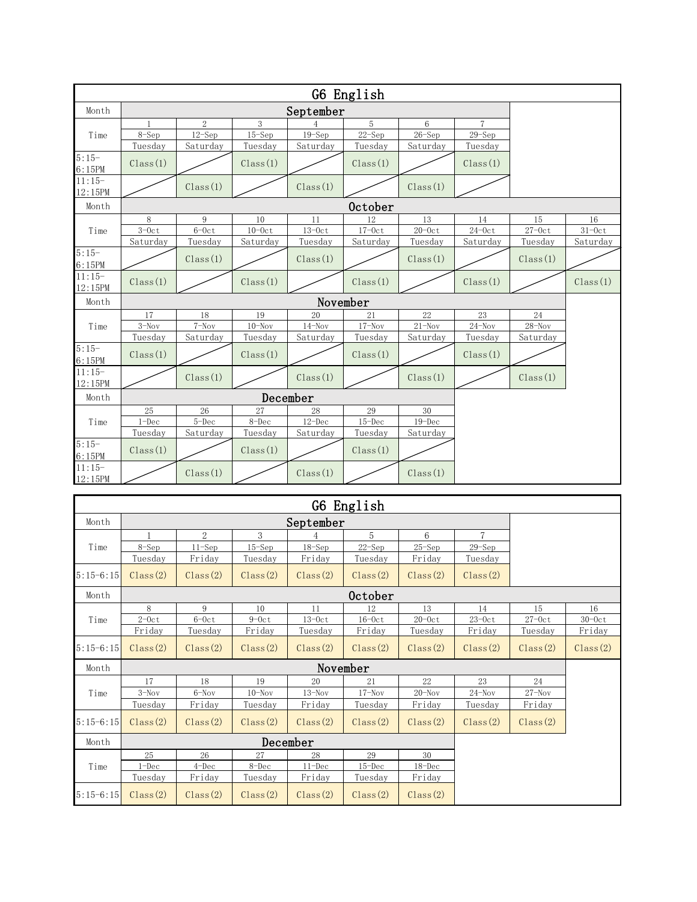# G6 English

| Month | September | | | | | | | | |
|---|---|---|---|---|---|---|---|---|---|
| Time | 1 | 2 | 3 | 4 | 5 | 6 | 7 | | |
| | 8-Sep | 12-Sep | 15-Sep | 19-Sep | 22-Sep | 26-Sep | 29-Sep | | |
| | Tuesday | Saturday | Tuesday | Saturday | Tuesday | Saturday | Tuesday | | |
| 5:15-6:15PM | Class(1) | | Class(1) | | Class(1) | | Class(1) | | |
| 11:15-12:15PM | | Class(1) | | Class(1) | | Class(1) | | | |
| **Month** | **October** | | | | | | | | |
| Time | 8 | 9 | 10 | 11 | 12 | 13 | 14 | 15 | 16 |
| | 3-Oct | 6-Oct | 10-Oct | 13-Oct | 17-Oct | 20-Oct | 24-Oct | 27-Oct | 31-Oct |
| | Saturday | Tuesday | Saturday | Tuesday | Saturday | Tuesday | Saturday | Tuesday | Saturday |
| 5:15-6:15PM | | Class(1) | | Class(1) | | Class(1) | | Class(1) | |
| 11:15-12:15PM | Class(1) | | Class(1) | | Class(1) | | Class(1) | | Class(1) |
| **Month** | **November** | | | | | | | | |
| Time | 17 | 18 | 19 | 20 | 21 | 22 | 23 | 24 | |
| | 3-Nov | 7-Nov | 10-Nov | 14-Nov | 17-Nov | 21-Nov | 24-Nov | 28-Nov | |
| | Tuesday | Saturday | Tuesday | Saturday | Tuesday | Saturday | Tuesday | Saturday | |
| 5:15-6:15PM | Class(1) | | Class(1) | | Class(1) | | Class(1) | | |
| 11:15-12:15PM | | Class(1) | | Class(1) | | Class(1) | | Class(1) | |
| **Month** | **December** | | | | | | | | |
| Time | 25 | 26 | 27 | 28 | 29 | 30 | | | |
| | 1-Dec | 5-Dec | 8-Dec | 12-Dec | 15-Dec | 19-Dec | | | |
| | Tuesday | Saturday | Tuesday | Saturday | Tuesday | Saturday | | | |
| 5:15-6:15PM | Class(1) | | Class(1) | | Class(1) | | | | |
| 11:15-12:15PM | | Class(1) | | Class(1) | | Class(1) | | | |

# G6 English

| Month | September | | | | | | | | |
|---|---|---|---|---|---|---|---|---|---|
| Time | 1 | 2 | 3 | 4 | 5 | 6 | 7 | | |
| | 8-Sep | 11-Sep | 15-Sep | 18-Sep | 22-Sep | 25-Sep | 29-Sep | | |
| | Tuesday | Friday | Tuesday | Friday | Tuesday | Friday | Tuesday | | |
| 5:15-6:15 | Class(2) | Class(2) | Class(2) | Class(2) | Class(2) | Class(2) | Class(2) | | |
| **Month** | **October** | | | | | | | | |
| Time | 8 | 9 | 10 | 11 | 12 | 13 | 14 | 15 | 16 |
| | 2-Oct | 6-Oct | 9-Oct | 13-Oct | 16-Oct | 20-Oct | 23-Oct | 27-Oct | 30-Oct |
| | Friday | Tuesday | Friday | Tuesday | Friday | Tuesday | Friday | Tuesday | Friday |
| 5:15-6:15 | Class(2) | Class(2) | Class(2) | Class(2) | Class(2) | Class(2) | Class(2) | Class(2) | Class(2) |
| **Month** | **November** | | | | | | | | |
| Time | 17 | 18 | 19 | 20 | 21 | 22 | 23 | 24 | |
| | 3-Nov | 6-Nov | 10-Nov | 13-Nov | 17-Nov | 20-Nov | 24-Nov | 27-Nov | |
| | Tuesday | Friday | Tuesday | Friday | Tuesday | Friday | Tuesday | Friday | |
| 5:15-6:15 | Class(2) | Class(2) | Class(2) | Class(2) | Class(2) | Class(2) | Class(2) | Class(2) | |
| **Month** | **December** | | | | | | | | |
| Time | 25 | 26 | 27 | 28 | 29 | 30 | | | |
| | 1-Dec | 4-Dec | 8-Dec | 11-Dec | 15-Dec | 18-Dec | | | |
| | Tuesday | Friday | Tuesday | Friday | Tuesday | Friday | | | |
| 5:15-6:15 | Class(2) | Class(2) | Class(2) | Class(2) | Class(2) | Class(2) | | | |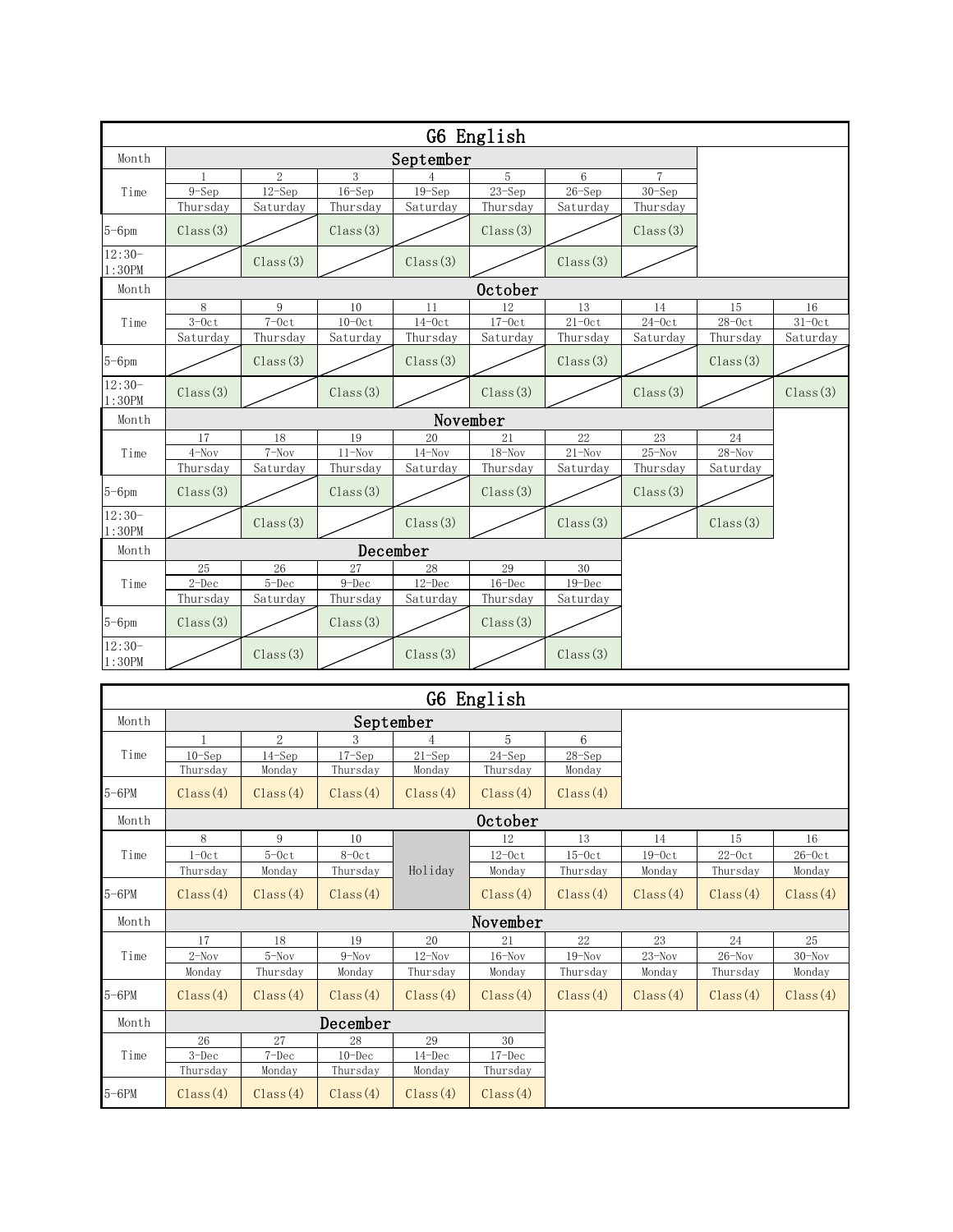## G6 English

| Month | September | | | | | | | | |
|---|---|---|---|---|---|---|---|---|---|
| Time | 1<br>9-Sep<br>Thursday | 2<br>12-Sep<br>Saturday | 3<br>16-Sep<br>Thursday | 4<br>19-Sep<br>Saturday | 5<br>23-Sep<br>Thursday | 6<br>26-Sep<br>Saturday | 7<br>30-Sep<br>Thursday | | |
| 5-6pm | Class(3) | | Class(3) | | Class(3) | | Class(3) | | |
| 12:30-1:30PM | | Class(3) | | Class(3) | | Class(3) | | | |
| Month | October | | | | | | | | |
| Time | 8<br>3-Oct<br>Saturday | 9<br>7-Oct<br>Thursday | 10<br>10-Oct<br>Saturday | 11<br>14-Oct<br>Thursday | 12<br>17-Oct<br>Saturday | 13<br>21-Oct<br>Thursday | 14<br>24-Oct<br>Saturday | 15<br>28-Oct<br>Thursday | 16<br>31-Oct<br>Saturday |
| 5-6pm | | Class(3) | | Class(3) | | Class(3) | | Class(3) | |
| 12:30-1:30PM | Class(3) | | Class(3) | | Class(3) | | Class(3) | | Class(3) |
| Month | November | | | | | | | | |
| Time | 17<br>4-Nov<br>Thursday | 18<br>7-Nov<br>Saturday | 19<br>11-Nov<br>Thursday | 20<br>14-Nov<br>Saturday | 21<br>18-Nov<br>Thursday | 22<br>21-Nov<br>Saturday | 23<br>25-Nov<br>Thursday | 24<br>28-Nov<br>Saturday | |
| 5-6pm | Class(3) | | Class(3) | | Class(3) | | Class(3) | | |
| 12:30-1:30PM | | Class(3) | | Class(3) | | Class(3) | | Class(3) | |
| Month | December | | | | | | | | |
| Time | 25<br>2-Dec<br>Thursday | 26<br>5-Dec<br>Saturday | 27<br>9-Dec<br>Thursday | 28<br>12-Dec<br>Saturday | 29<br>16-Dec<br>Thursday | 30<br>19-Dec<br>Saturday | | | |
| 5-6pm | Class(3) | | Class(3) | | Class(3) | | | | |
| 12:30-1:30PM | | Class(3) | | Class(3) | | Class(3) | | | |

## G6 English

| Month | September | | | | | | | | |
|---|---|---|---|---|---|---|---|---|---|
| Time | 1<br>10-Sep<br>Thursday | 2<br>14-Sep<br>Monday | 3<br>17-Sep<br>Thursday | 4<br>21-Sep<br>Monday | 5<br>24-Sep<br>Thursday | 6<br>28-Sep<br>Monday | | | |
| 5-6PM | Class(4) | Class(4) | Class(4) | Class(4) | Class(4) | Class(4) | | | |
| Month | October | | | | | | | | |
| Time | 8<br>1-Oct<br>Thursday | 9<br>5-Oct<br>Monday | 10<br>8-Oct<br>Thursday | Holiday | 12<br>12-Oct<br>Monday | 13<br>15-Oct<br>Thursday | 14<br>19-Oct<br>Monday | 15<br>22-Oct<br>Thursday | 16<br>26-Oct<br>Monday |
| 5-6PM | Class(4) | Class(4) | Class(4) | | Class(4) | Class(4) | Class(4) | Class(4) | Class(4) |
| Month | November | | | | | | | | |
| Time | 17<br>2-Nov<br>Monday | 18<br>5-Nov<br>Thursday | 19<br>9-Nov<br>Monday | 20<br>12-Nov<br>Thursday | 21<br>16-Nov<br>Monday | 22<br>19-Nov<br>Thursday | 23<br>23-Nov<br>Monday | 24<br>26-Nov<br>Thursday | 25<br>30-Nov<br>Monday |
| 5-6PM | Class(4) | Class(4) | Class(4) | Class(4) | Class(4) | Class(4) | Class(4) | Class(4) | Class(4) |
| Month | December | | | | | | | | |
| Time | 26<br>3-Dec<br>Thursday | 27<br>7-Dec<br>Monday | 28<br>10-Dec<br>Thursday | 29<br>14-Dec<br>Monday | 30<br>17-Dec<br>Thursday | | | | |
| 5-6PM | Class(4) | Class(4) | Class(4) | Class(4) | Class(4) | | | | |